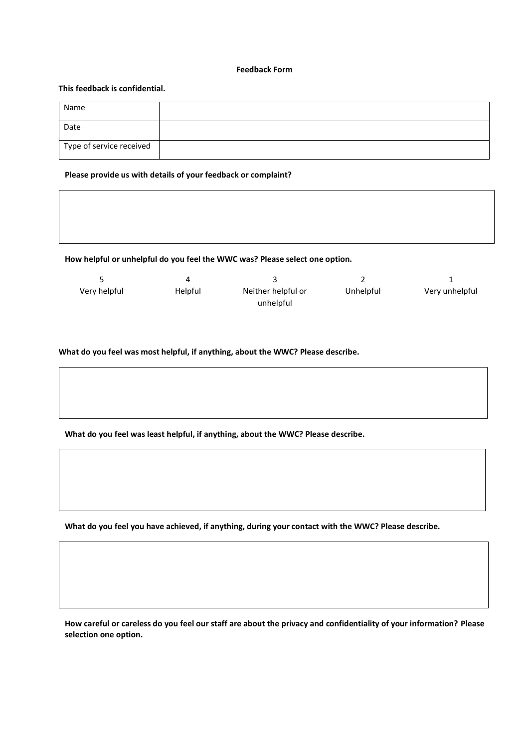**Feedback Form**

**This feedback is confidential.**

| Name | |
|---|---|
| Date | |
| Type of service received | |

**Please provide us with details of your feedback or complaint?**

| |
|---|
| |

**How helpful or unhelpful do you feel the WWC was? Please select one option.**

| 5 | 4 | 3 | 2 | 1 |
|---|---|---|---|---|
| Very helpful | Helpful | Neither helpful or unhelpful | Unhelpful | Very unhelpful |

**What do you feel was most helpful, if anything, about the WWC? Please describe.**

| |
|---|
| |

**What do you feel was least helpful, if anything, about the WWC? Please describe.**

| |
|---|
| |

**What do you feel you have achieved, if anything, during your contact with the WWC? Please describe.**

| |
|---|
| |

**How careful or careless do you feel our staff are about the privacy and confidentiality of your information? Please selection one option.**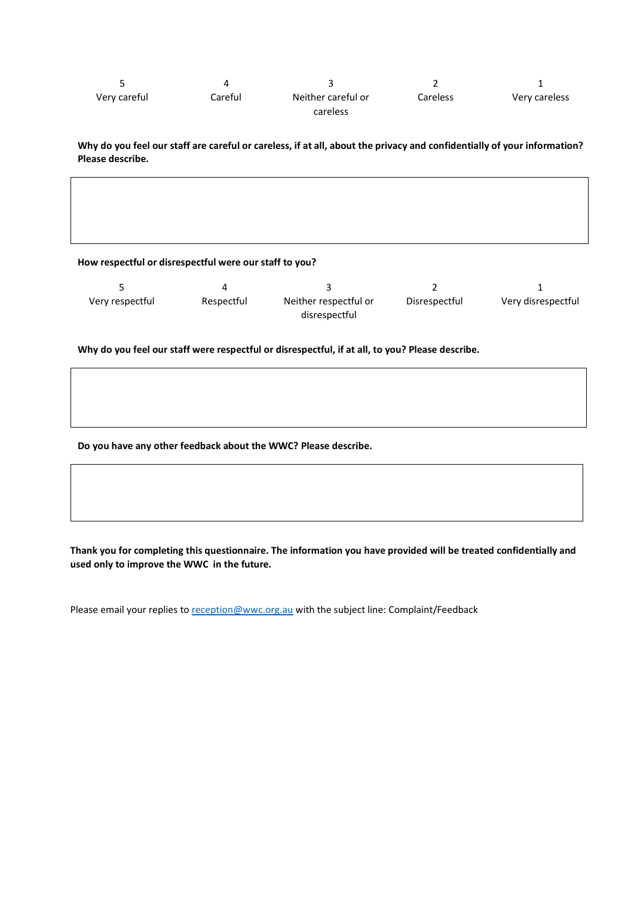| 5 | 4 | 3 | 2 | 1 |
|---|---|---|---|---|
| Very careful | Careful | Neither careful or careless | Careless | Very careless |

**Why do you feel our staff are careful or careless, if at all, about the privacy and confidentially of your information? Please describe.**

| |
|---|
| |

**How respectful or disrespectful were our staff to you?**

| 5 | 4 | 3 | 2 | 1 |
|---|---|---|---|---|
| Very respectful | Respectful | Neither respectful or disrespectful | Disrespectful | Very disrespectful |

**Why do you feel our staff were respectful or disrespectful, if at all, to you? Please describe.**

| |
|---|
| |

**Do you have any other feedback about the WWC? Please describe.**

| |
|---|
| |

**Thank you for completing this questionnaire. The information you have provided will be treated confidentially and used only to improve the WWC in the future.**

Please email your replies to reception@wwc.org.au with the subject line: Complaint/Feedback